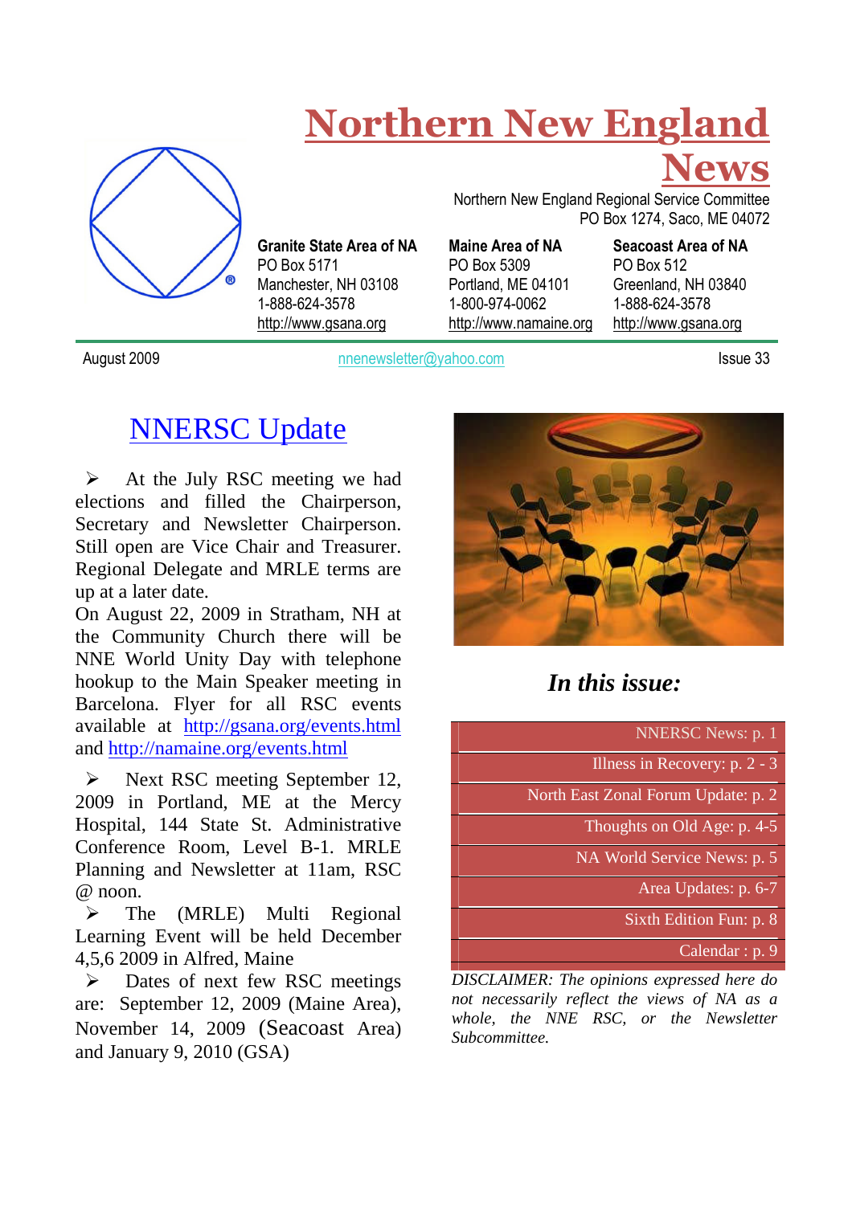# Northern New England News

Northern New England Regional Service Committee
PO Box 1274, Saco, ME 04072

**Granite State Area of NA**
PO Box 5171
Manchester, NH 03108
1-888-624-3578
http://www.gsana.org

**Maine Area of NA**
PO Box 5309
Portland, ME 04101
1-800-974-0062
http://www.namaine.org

**Seacoast Area of NA**
PO Box 512
Greenland, NH 03840
1-888-624-3578
http://www.gsana.org

August 2009 | nnenewsletter@yahoo.com | Issue 33

## NNERSC Update

- At the July RSC meeting we had elections and filled the Chairperson, Secretary and Newsletter Chairperson. Still open are Vice Chair and Treasurer. Regional Delegate and MRLE terms are up at a later date.

On August 22, 2009 in Stratham, NH at the Community Church there will be NNE World Unity Day with telephone hookup to the Main Speaker meeting in Barcelona. Flyer for all RSC events available at http://gsana.org/events.html and http://namaine.org/events.html

- Next RSC meeting September 12, 2009 in Portland, ME at the Mercy Hospital, 144 State St. Administrative Conference Room, Level B-1. MRLE Planning and Newsletter at 11am, RSC @ noon.
- The (MRLE) Multi Regional Learning Event will be held December 4,5,6 2009 in Alfred, Maine
- Dates of next few RSC meetings are: September 12, 2009 (Maine Area), November 14, 2009 (Seacoast Area) and January 9, 2010 (GSA)

### *In this issue:*

| |
|---|
| NNERSC News: p. 1 |
| Illness in Recovery: p. 2 - 3 |
| North East Zonal Forum Update: p. 2 |
| Thoughts on Old Age: p. 4-5 |
| NA World Service News: p. 5 |
| Area Updates: p. 6-7 |
| Sixth Edition Fun: p. 8 |
| Calendar : p. 9 |

*DISCLAIMER: The opinions expressed here do not necessarily reflect the views of NA as a whole, the NNE RSC, or the Newsletter Subcommittee.*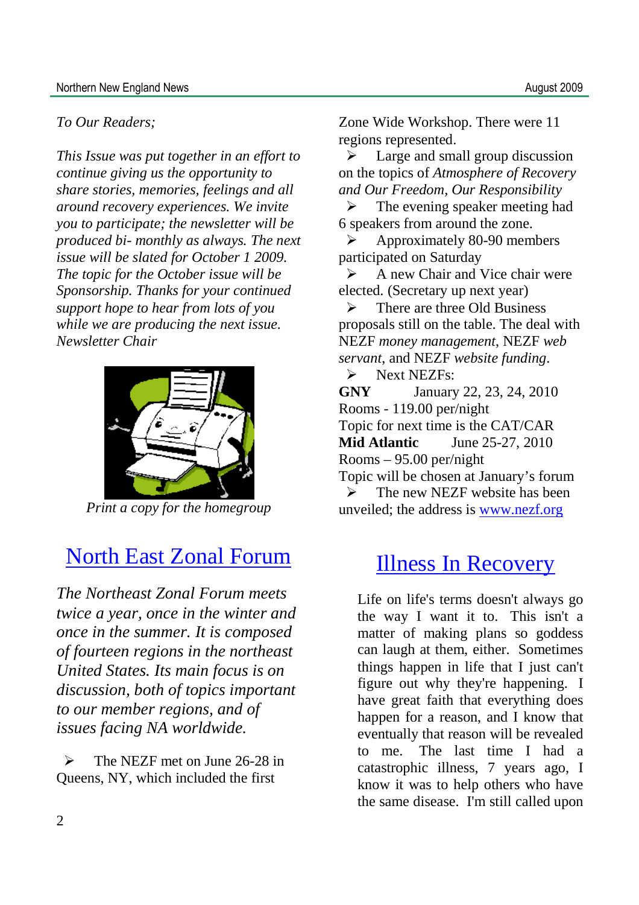*To Our Readers;*

*This Issue was put together in an effort to continue giving us the opportunity to share stories, memories, feelings and all around recovery experiences. We invite you to participate; the newsletter will be produced bi- monthly as always. The next issue will be slated for October 1 2009. The topic for the October issue will be Sponsorship. Thanks for your continued support hope to hear from lots of you while we are producing the next issue. Newsletter Chair*

*Print a copy for the homegroup*

# North East Zonal Forum

*The Northeast Zonal Forum meets twice a year, once in the winter and once in the summer. It is composed of fourteen regions in the northeast United States. Its main focus is on discussion, both of topics important to our member regions, and of issues facing NA worldwide.*

- The NEZF met on June 26-28 in Queens, NY, which included the first Zone Wide Workshop. There were 11 regions represented.
- Large and small group discussion on the topics of *Atmosphere of Recovery and Our Freedom, Our Responsibility*
- The evening speaker meeting had 6 speakers from around the zone.
- Approximately 80-90 members participated on Saturday
- A new Chair and Vice chair were elected. (Secretary up next year)
- There are three Old Business proposals still on the table. The deal with NEZF *money management*, NEZF *web servant*, and NEZF *website funding*.
- Next NEZFs:

**GNY** January 22, 23, 24, 2010
Rooms - 119.00 per/night
Topic for next time is the CAT/CAR
**Mid Atlantic** June 25-27, 2010
Rooms – 95.00 per/night
Topic will be chosen at January's forum

- The new NEZF website has been unveiled; the address is [www.nezf.org](http://www.nezf.org)

# Illness In Recovery

Life on life's terms doesn't always go the way I want it to. This isn't a matter of making plans so goddess can laugh at them, either. Sometimes things happen in life that I just can't figure out why they're happening. I have great faith that everything does happen for a reason, and I know that eventually that reason will be revealed to me. The last time I had a catastrophic illness, 7 years ago, I know it was to help others who have the same disease. I'm still called upon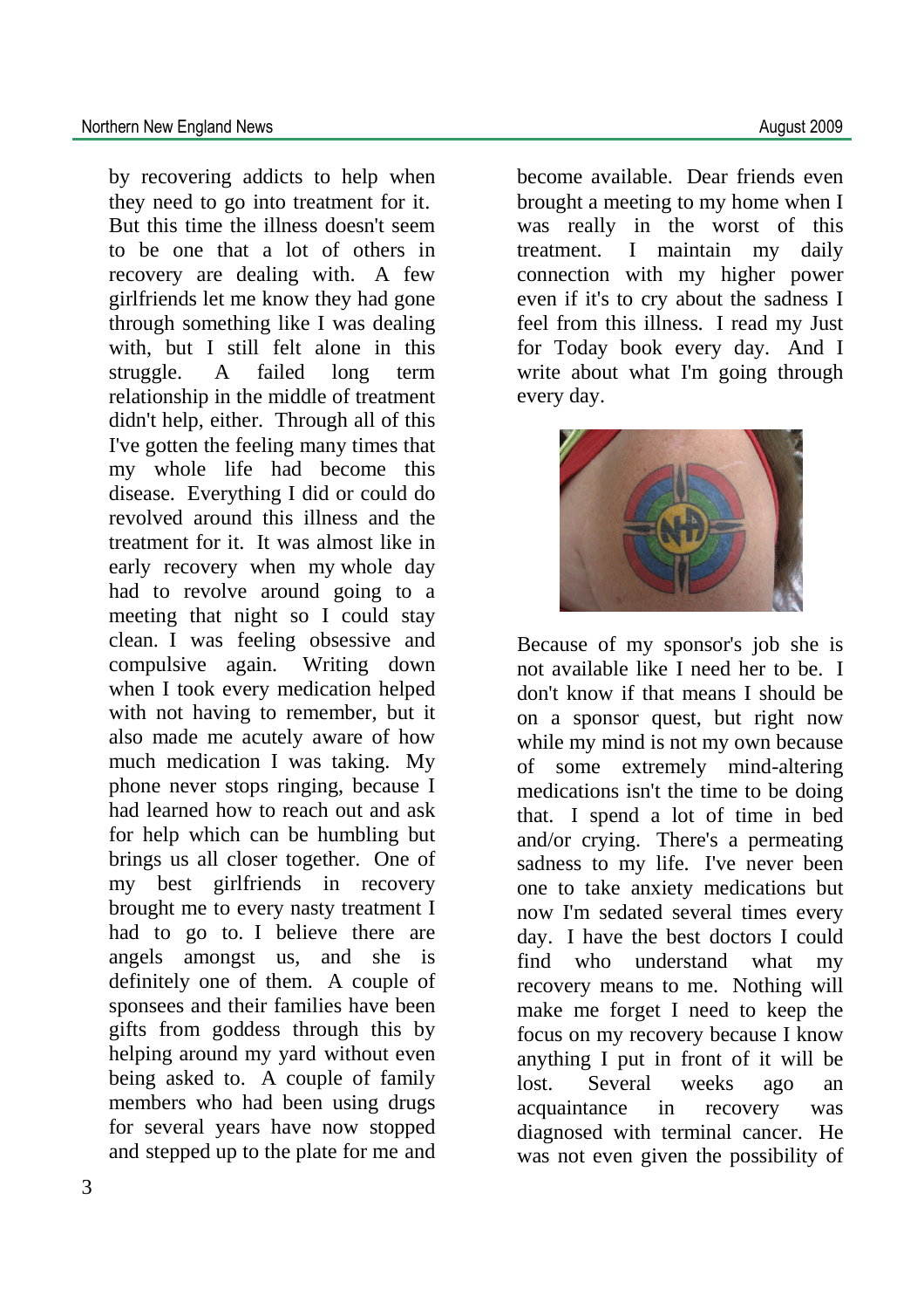by recovering addicts to help when they need to go into treatment for it. But this time the illness doesn't seem to be one that a lot of others in recovery are dealing with. A few girlfriends let me know they had gone through something like I was dealing with, but I still felt alone in this struggle. A failed long term relationship in the middle of treatment didn't help, either. Through all of this I've gotten the feeling many times that my whole life had become this disease. Everything I did or could do revolved around this illness and the treatment for it. It was almost like in early recovery when my whole day had to revolve around going to a meeting that night so I could stay clean. I was feeling obsessive and compulsive again. Writing down when I took every medication helped with not having to remember, but it also made me acutely aware of how much medication I was taking. My phone never stops ringing, because I had learned how to reach out and ask for help which can be humbling but brings us all closer together. One of my best girlfriends in recovery brought me to every nasty treatment I had to go to. I believe there are angels amongst us, and she is definitely one of them. A couple of sponsees and their families have been gifts from goddess through this by helping around my yard without even being asked to. A couple of family members who had been using drugs for several years have now stopped and stepped up to the plate for me and become available. Dear friends even brought a meeting to my home when I was really in the worst of this treatment. I maintain my daily connection with my higher power even if it's to cry about the sadness I feel from this illness. I read my Just for Today book every day. And I write about what I'm going through every day.

Because of my sponsor's job she is not available like I need her to be. I don't know if that means I should be on a sponsor quest, but right now while my mind is not my own because of some extremely mind-altering medications isn't the time to be doing that. I spend a lot of time in bed and/or crying. There's a permeating sadness to my life. I've never been one to take anxiety medications but now I'm sedated several times every day. I have the best doctors I could find who understand what my recovery means to me. Nothing will make me forget I need to keep the focus on my recovery because I know anything I put in front of it will be lost. Several weeks ago an acquaintance in recovery was diagnosed with terminal cancer. He was not even given the possibility of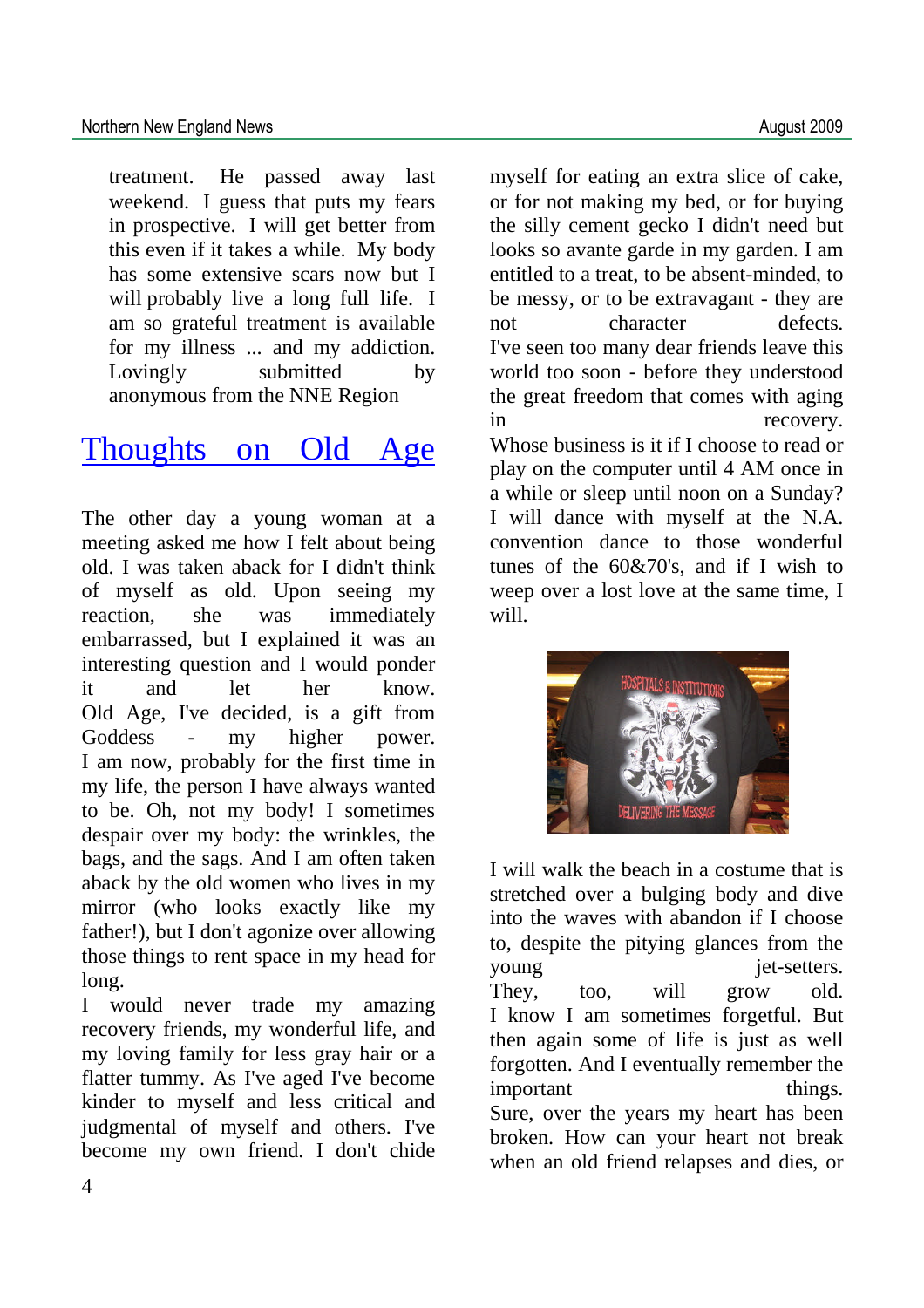treatment. He passed away last weekend. I guess that puts my fears in prospective. I will get better from this even if it takes a while. My body has some extensive scars now but I will probably live a long full life. I am so grateful treatment is available for my illness ... and my addiction. Lovingly submitted by anonymous from the NNE Region

## Thoughts on Old Age

The other day a young woman at a meeting asked me how I felt about being old. I was taken aback for I didn't think of myself as old. Upon seeing my reaction, she was immediately embarrassed, but I explained it was an interesting question and I would ponder it and let her know.

Old Age, I've decided, is a gift from Goddess - my higher power.

I am now, probably for the first time in my life, the person I have always wanted to be. Oh, not my body! I sometimes despair over my body: the wrinkles, the bags, and the sags. And I am often taken aback by the old women who lives in my mirror (who looks exactly like my father!), but I don't agonize over allowing those things to rent space in my head for long.

I would never trade my amazing recovery friends, my wonderful life, and my loving family for less gray hair or a flatter tummy. As I've aged I've become kinder to myself and less critical and judgmental of myself and others. I've become my own friend. I don't chide myself for eating an extra slice of cake, or for not making my bed, or for buying the silly cement gecko I didn't need but looks so avante garde in my garden. I am entitled to a treat, to be absent-minded, to be messy, or to be extravagant - they are not character defects.

I've seen too many dear friends leave this world too soon - before they understood the great freedom that comes with aging in recovery.

Whose business is it if I choose to read or play on the computer until 4 AM once in a while or sleep until noon on a Sunday?

I will dance with myself at the N.A. convention dance to those wonderful tunes of the 60&70's, and if I wish to weep over a lost love at the same time, I will.

I will walk the beach in a costume that is stretched over a bulging body and dive into the waves with abandon if I choose to, despite the pitying glances from the young jet-setters.

They, too, will grow old.

I know I am sometimes forgetful. But then again some of life is just as well forgotten. And I eventually remember the important things.

Sure, over the years my heart has been broken. How can your heart not break when an old friend relapses and dies, or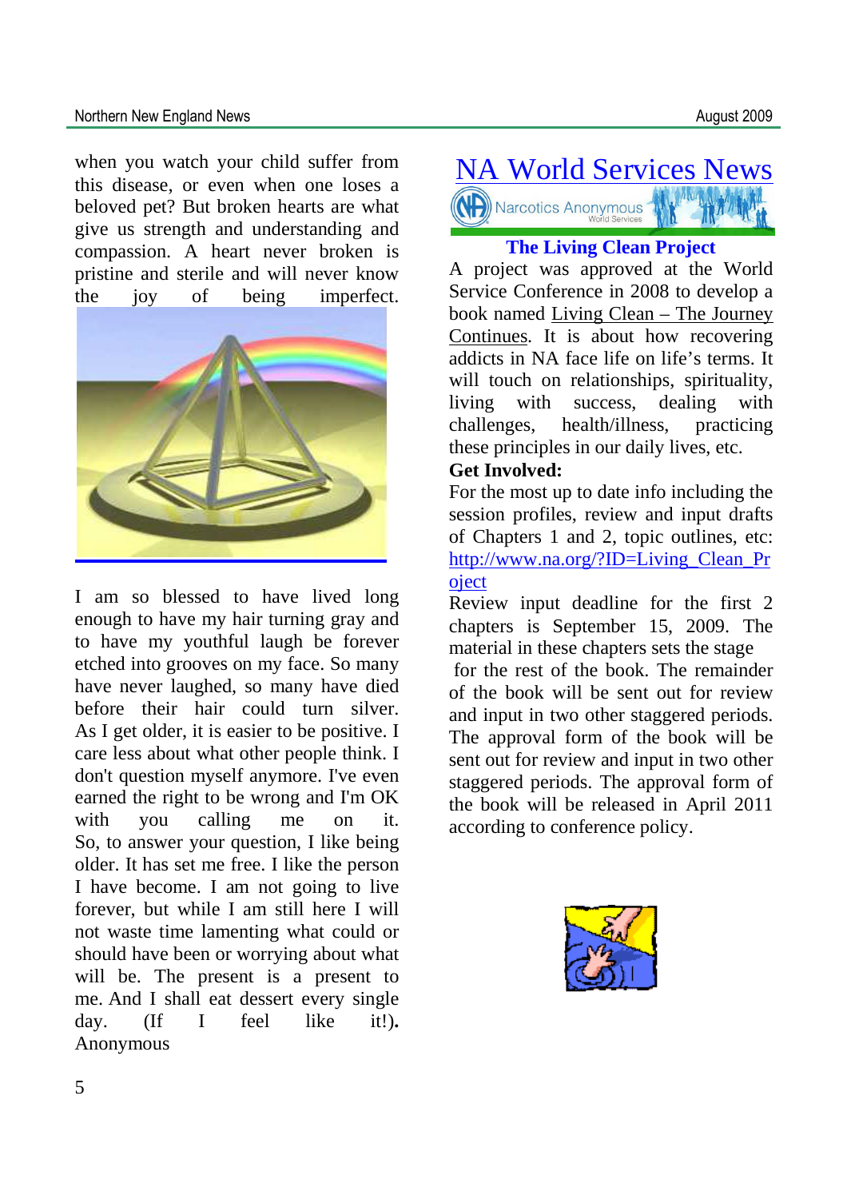when you watch your child suffer from this disease, or even when one loses a beloved pet? But broken hearts are what give us strength and understanding and compassion. A heart never broken is pristine and sterile and will never know the joy of being imperfect.

I am so blessed to have lived long enough to have my hair turning gray and to have my youthful laugh be forever etched into grooves on my face. So many have never laughed, so many have died before their hair could turn silver. As I get older, it is easier to be positive. I care less about what other people think. I don't question myself anymore. I've even earned the right to be wrong and I'm OK with you calling me on it. So, to answer your question, I like being older. It has set me free. I like the person I have become. I am not going to live forever, but while I am still here I will not waste time lamenting what could or should have been or worrying about what will be. The present is a present to me. And I shall eat dessert every single day. (If I feel like it!). Anonymous

# NA World Services News

Narcotics Anonymous World Services

## The Living Clean Project

A project was approved at the World Service Conference in 2008 to develop a book named Living Clean – The Journey Continues. It is about how recovering addicts in NA face life on life's terms. It will touch on relationships, spirituality, living with success, dealing with challenges, health/illness, practicing these principles in our daily lives, etc.

**Get Involved:**

For the most up to date info including the session profiles, review and input drafts of Chapters 1 and 2, topic outlines, etc: http://www.na.org/?ID=Living_Clean_Project

Review input deadline for the first 2 chapters is September 15, 2009. The material in these chapters sets the stage for the rest of the book. The remainder of the book will be sent out for review and input in two other staggered periods. The approval form of the book will be sent out for review and input in two other staggered periods. The approval form of the book will be released in April 2011 according to conference policy.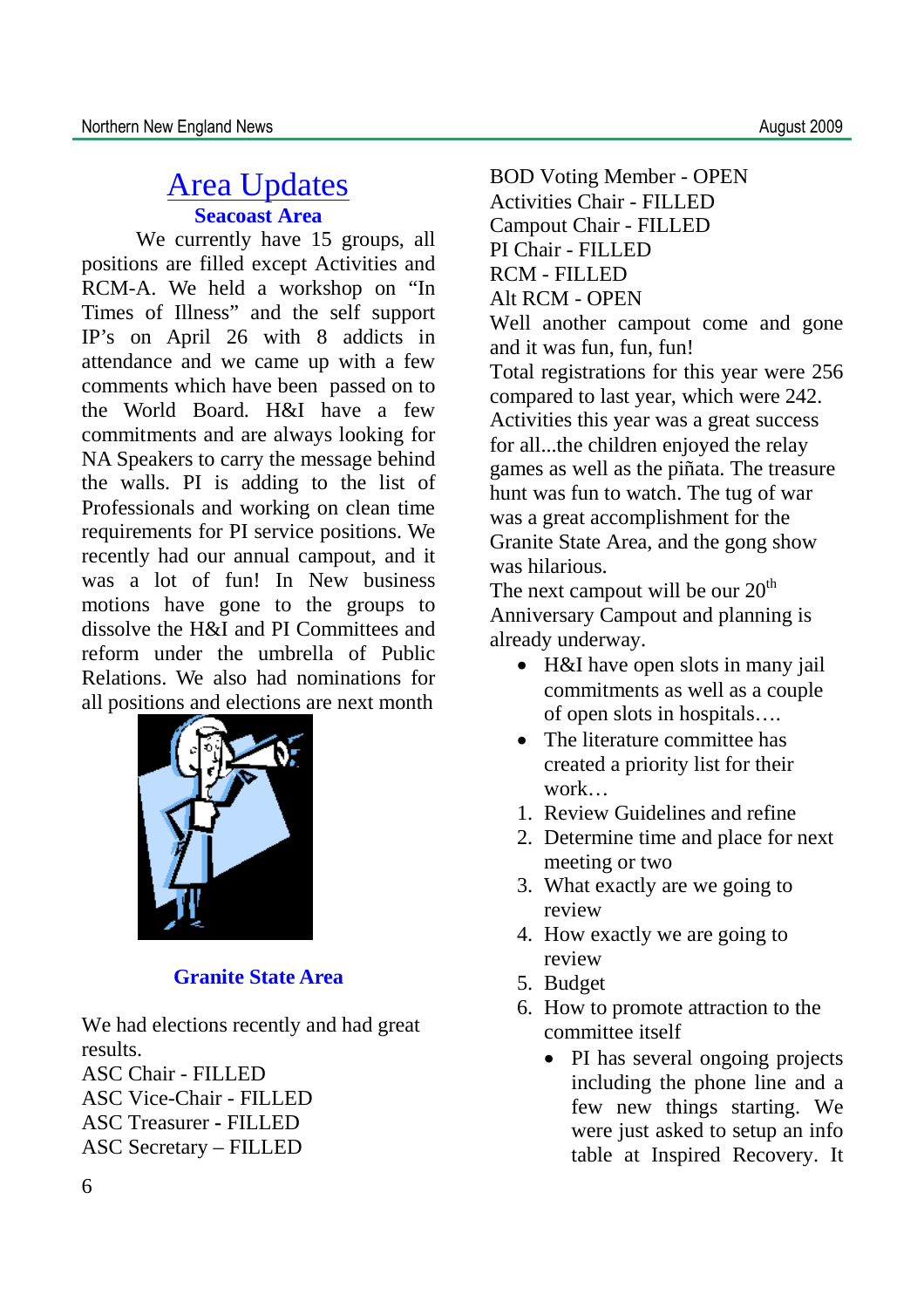# Area Updates

## Seacoast Area

We currently have 15 groups, all positions are filled except Activities and RCM-A. We held a workshop on "In Times of Illness" and the self support IP's on April 26 with 8 addicts in attendance and we came up with a few comments which have been passed on to the World Board. H&I have a few commitments and are always looking for NA Speakers to carry the message behind the walls. PI is adding to the list of Professionals and working on clean time requirements for PI service positions. We recently had our annual campout, and it was a lot of fun! In New business motions have gone to the groups to dissolve the H&I and PI Committees and reform under the umbrella of Public Relations. We also had nominations for all positions and elections are next month

## Granite State Area

We had elections recently and had great results.

ASC Chair - FILLED
ASC Vice-Chair - FILLED
ASC Treasurer - FILLED
ASC Secretary – FILLED
BOD Voting Member - OPEN
Activities Chair - FILLED
Campout Chair - FILLED
PI Chair - FILLED
RCM - FILLED
Alt RCM - OPEN

Well another campout come and gone and it was fun, fun, fun!

Total registrations for this year were 256 compared to last year, which were 242. Activities this year was a great success for all...the children enjoyed the relay games as well as the piñata. The treasure hunt was fun to watch. The tug of war was a great accomplishment for the Granite State Area, and the gong show was hilarious.

The next campout will be our 20th Anniversary Campout and planning is already underway.

- H&I have open slots in many jail commitments as well as a couple of open slots in hospitals….
- The literature committee has created a priority list for their work…

1. Review Guidelines and refine
2. Determine time and place for next meeting or two
3. What exactly are we going to review
4. How exactly we are going to review
5. Budget
6. How to promote attraction to the committee itself

- PI has several ongoing projects including the phone line and a few new things starting. We were just asked to setup an info table at Inspired Recovery. It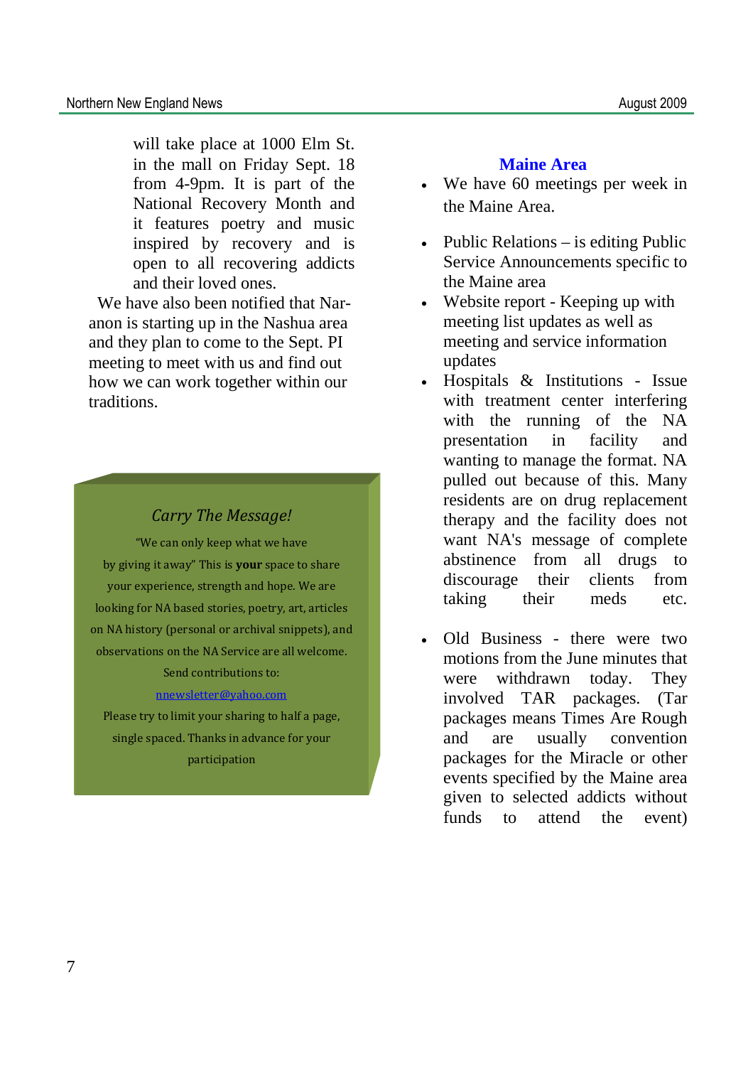will take place at 1000 Elm St. in the mall on Friday Sept. 18 from 4-9pm. It is part of the National Recovery Month and it features poetry and music inspired by recovery and is open to all recovering addicts and their loved ones.

We have also been notified that Nar-anon is starting up in the Nashua area and they plan to come to the Sept. PI meeting to meet with us and find out how we can work together within our traditions.

> *Carry The Message!*
>
> "We can only keep what we have by giving it away" This is **your** space to share your experience, strength and hope. We are looking for NA based stories, poetry, art, articles on NA history (personal or archival snippets), and observations on the NA Service are all welcome.
>
> Send contributions to:
>
> nnewsletter@yahoo.com
>
> Please try to limit your sharing to half a page, single spaced. Thanks in advance for your participation

## Maine Area

- We have 60 meetings per week in the Maine Area.
- Public Relations – is editing Public Service Announcements specific to the Maine area
- Website report - Keeping up with meeting list updates as well as meeting and service information updates
- Hospitals & Institutions - Issue with treatment center interfering with the running of the NA presentation in facility and wanting to manage the format. NA pulled out because of this. Many residents are on drug replacement therapy and the facility does not want NA's message of complete abstinence from all drugs to discourage their clients from taking their meds etc.
- Old Business - there were two motions from the June minutes that were withdrawn today. They involved TAR packages. (Tar packages means Times Are Rough and are usually convention packages for the Miracle or other events specified by the Maine area given to selected addicts without funds to attend the event)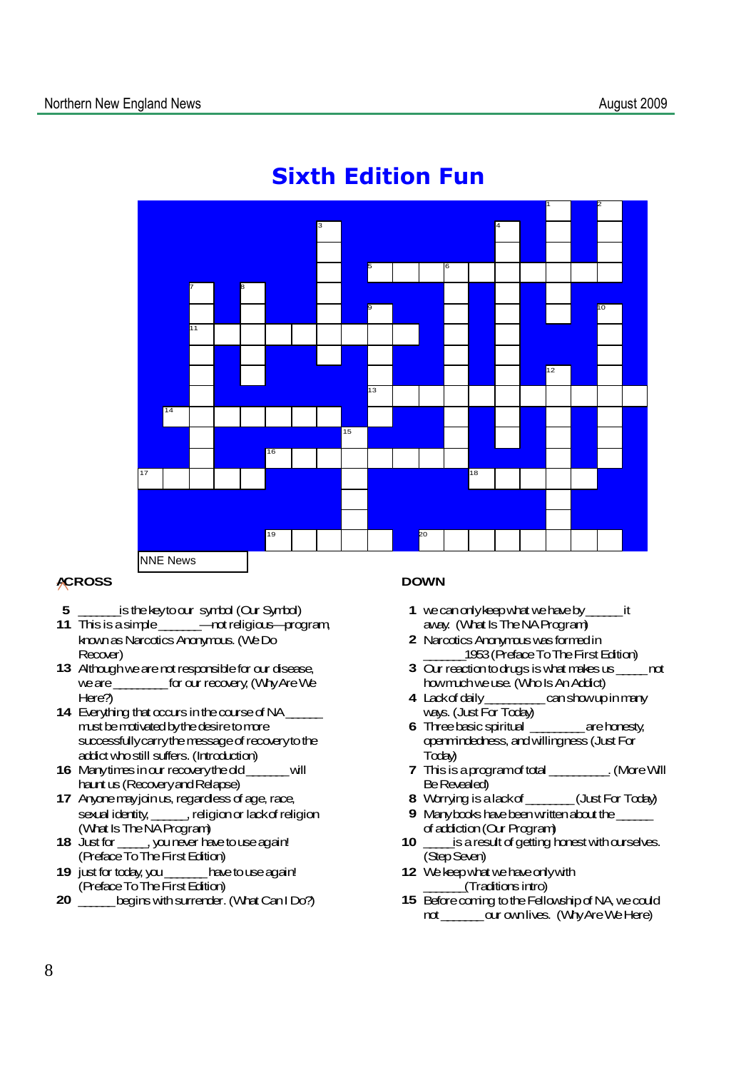# Sixth Edition Fun

NNE News

**ACROSS**

**5** ______is the key to our symbol (Our Symbol)
**11** This is a simple ______—not religious—program, known as Narcotics Anonymous. (We Do Recover)
**13** Although we are not responsible for our disease, we are ________ for our recovery. (Why Are We Here?)
**14** Everything that occurs in the course of NA ______ must be motivated by the desire to more successfully carry the message of recovery to the addict who still suffers. (Introduction)
**16** Many times in our recovery the old ______ will haunt us (Recovery and Relapse)
**17** Anyone may join us, regardless of age, race, sexual identity, _____, religion or lack of religion (What Is The NA Program)
**18** Just for _____, you never have to use again! (Preface To The First Edition)
**19** just for today, you ______ have to use again! (Preface To The First Edition)
**20** ______ begins with surrender. (What Can I Do?)

**DOWN**

**1** we can only keep what we have by ______ it away. (What Is The NA Program)
**2** Narcotics Anonymous was formed in ______ 1953 (Preface To The First Edition)
**3** Our reaction to drugs is what makes us _____ not how much we use. (Who Is An Addict)
**4** Lack of daily _________ can show up in many ways. (Just For Today)
**6** Three basic spiritual ________ are honesty, openmindedness, and willingness (Just For Today)
**7** This is a program of total _________. (More Will Be Revealed)
**8** Worrying is a lack of _______ (Just For Today)
**9** Many books have been written about the _____ of addiction (Our Program)
**10** ____ is a result of getting honest with ourselves. (Step Seven)
**12** We keep what we have only with ______ (Traditions intro)
**15** Before coming to the Fellowship of NA, we could not ______ our own lives. (Why Are We Here)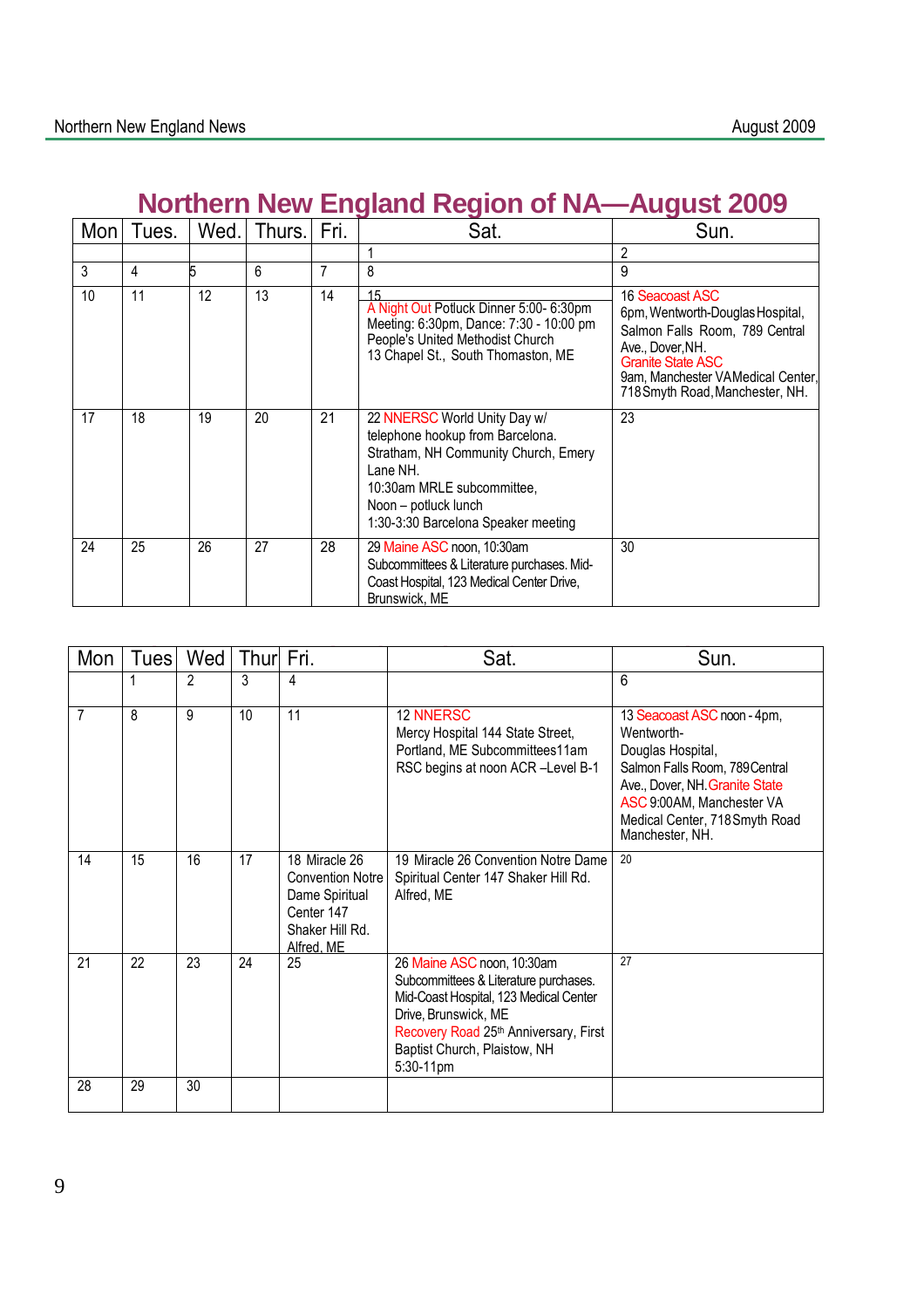# Northern New England Region of NA—August 2009

| Mon | Tues. | Wed. | Thurs. | Fri. | Sat. | Sun. |
|---|---|---|---|---|---|---|
| | | | | | 1 | 2 |
| 3 | 4 | 5 | 6 | 7 | 8 | 9 |
| 10 | 11 | 12 | 13 | 14 | 15 A Night Out Potluck Dinner 5:00- 6:30pm Meeting: 6:30pm, Dance: 7:30 - 10:00 pm People's United Methodist Church 13 Chapel St., South Thomaston, ME | 16 Seacoast ASC 6pm, Wentworth-Douglas Hospital, Salmon Falls Room, 789 Central Ave., Dover, NH. Granite State ASC 9am, Manchester VA Medical Center, 718 Smyth Road, Manchester, NH. |
| 17 | 18 | 19 | 20 | 21 | 22 NNERSC World Unity Day w/ telephone hookup from Barcelona. Stratham, NH Community Church, Emery Lane NH. 10:30am MRLE subcommittee, Noon – potluck lunch 1:30-3:30 Barcelona Speaker meeting | 23 |
| 24 | 25 | 26 | 27 | 28 | 29 Maine ASC noon, 10:30am Subcommittees & Literature purchases. Mid-Coast Hospital, 123 Medical Center Drive, Brunswick, ME | 30 |

| Mon | Tues | Wed | Thur | Fri. | Sat. | Sun. |
|---|---|---|---|---|---|---|
| | 1 | 2 | 3 | 4 | | 6 |
| 7 | 8 | 9 | 10 | 11 | 12 NNERSC Mercy Hospital 144 State Street, Portland, ME Subcommittees 11am RSC begins at noon ACR –Level B-1 | 13 Seacoast ASC noon - 4pm, Wentworth-Douglas Hospital, Salmon Falls Room, 789 Central Ave., Dover, NH. Granite State ASC 9:00AM, Manchester VA Medical Center, 718 Smyth Road Manchester, NH. |
| 14 | 15 | 16 | 17 | 18 Miracle 26 Convention Notre Dame Spiritual Center 147 Shaker Hill Rd. Alfred, ME | 19 Miracle 26 Convention Notre Dame Spiritual Center 147 Shaker Hill Rd. Alfred, ME | 20 |
| 21 | 22 | 23 | 24 | 25 | 26 Maine ASC noon, 10:30am Subcommittees & Literature purchases. Mid-Coast Hospital, 123 Medical Center Drive, Brunswick, ME Recovery Road 25th Anniversary, First Baptist Church, Plaistow, NH 5:30-11pm | 27 |
| 28 | 29 | 30 | | | | |